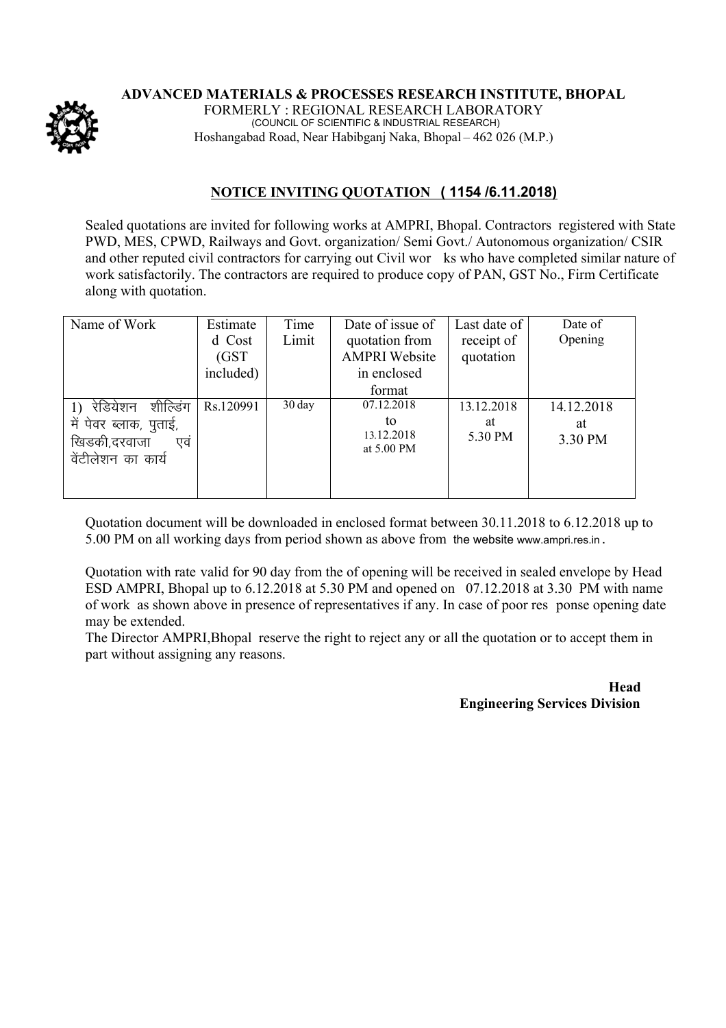**ADVANCED MATERIALS & PROCESSES RESEARCH INSTITUTE, BHOPAL**
FORMERLY : REGIONAL RESEARCH LABORATORY
(COUNCIL OF SCIENTIFIC & INDUSTRIAL RESEARCH)
Hoshangabad Road, Near Habibganj Naka, Bhopal – 462 026 (M.P.)

## NOTICE INVITING QUOTATION ( 1154 /6.11.2018)

Sealed quotations are invited for following works at AMPRI, Bhopal. Contractors registered with State PWD, MES, CPWD, Railways and Govt. organization/ Semi Govt./ Autonomous organization/ CSIR and other reputed civil contractors for carrying out Civil wor ks who have completed similar nature of work satisfactorily. The contractors are required to produce copy of PAN, GST No., Firm Certificate along with quotation.

| Name of Work | Estimated Cost (GST included) | Time Limit | Date of issue of quotation from AMPRI Website in enclosed format | Last date of receipt of quotation | Date of Opening |
|---|---|---|---|---|---|
| 1) रेडियेशन शील्डिंग में पेवर ब्लाक, पुताई, खिडकी,दरवाजा एवं वेंटीलेशन का कार्य | Rs.120991 | 30 day | 07.12.2018 to 13.12.2018 at 5.00 PM | 13.12.2018 at 5.30 PM | 14.12.2018 at 3.30 PM |

Quotation document will be downloaded in enclosed format between 30.11.2018 to 6.12.2018 up to 5.00 PM on all working days from period shown as above from the website www.ampri.res.in.

Quotation with rate valid for 90 day from the of opening will be received in sealed envelope by Head ESD AMPRI, Bhopal up to 6.12.2018 at 5.30 PM and opened on 07.12.2018 at 3.30 PM with name of work as shown above in presence of representatives if any. In case of poor res ponse opening date may be extended.

The Director AMPRI,Bhopal reserve the right to reject any or all the quotation or to accept them in part without assigning any reasons.

**Head**
**Engineering Services Division**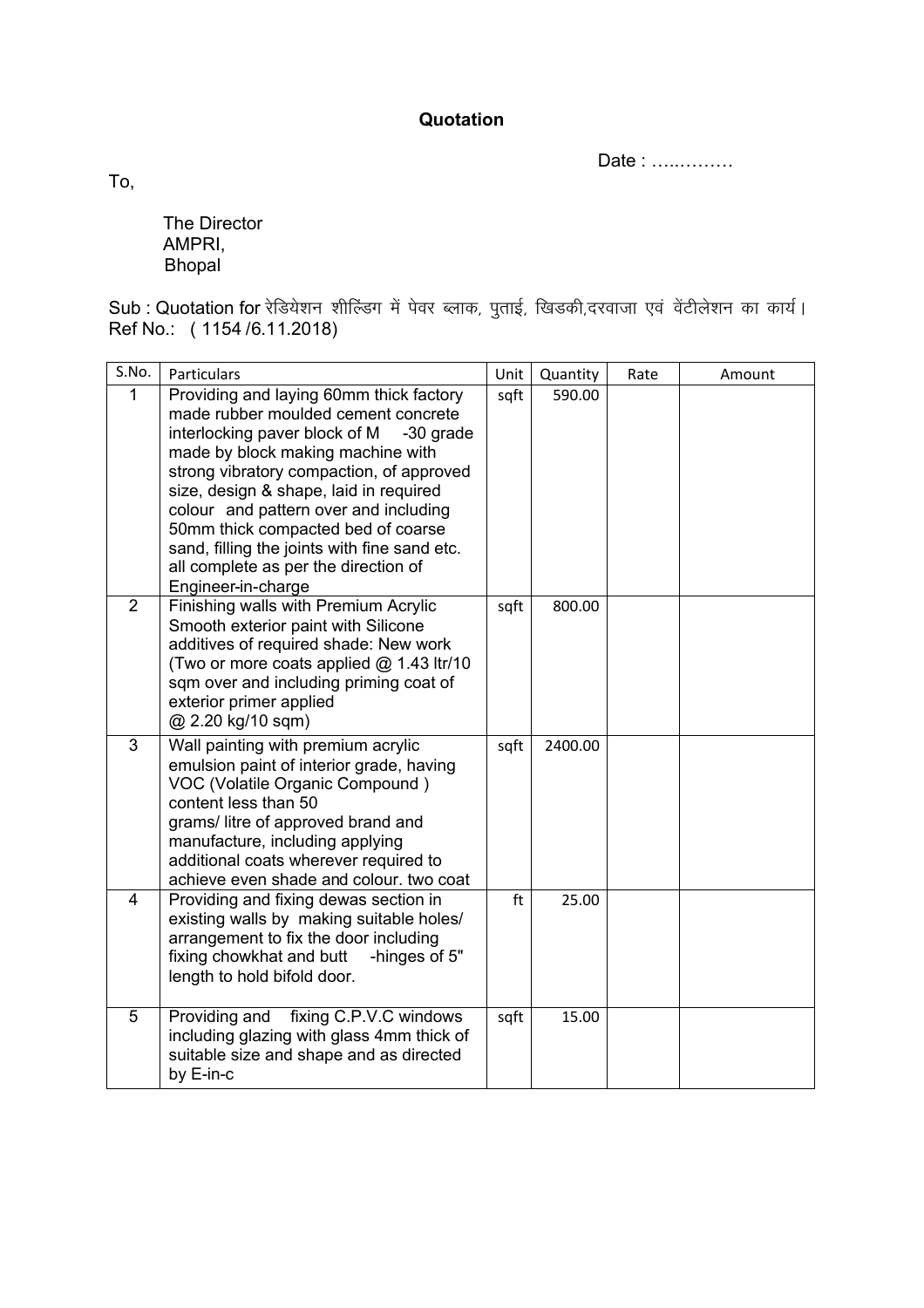## Quotation

Date : …..………

To,

The Director
AMPRI,
Bhopal

Sub : Quotation for रेडियेशन शील्डिंग में पेवर ब्लाक, पुताई, खिडकी,दरवाजा एवं वेंटीलेशन का कार्य।
Ref No.: ( 1154 /6.11.2018)

| S.No. | Particulars | Unit | Quantity | Rate | Amount |
|---|---|---|---|---|---|
| 1 | Providing and laying 60mm thick factory made rubber moulded cement concrete interlocking paver block of M -30 grade made by block making machine with strong vibratory compaction, of approved size, design & shape, laid in required colour and pattern over and including 50mm thick compacted bed of coarse sand, filling the joints with fine sand etc. all complete as per the direction of Engineer-in-charge | sqft | 590.00 | | |
| 2 | Finishing walls with Premium Acrylic Smooth exterior paint with Silicone additives of required shade: New work (Two or more coats applied @ 1.43 ltr/10 sqm over and including priming coat of exterior primer applied @ 2.20 kg/10 sqm) | sqft | 800.00 | | |
| 3 | Wall painting with premium acrylic emulsion paint of interior grade, having VOC (Volatile Organic Compound ) content less than 50 grams/ litre of approved brand and manufacture, including applying additional coats wherever required to achieve even shade and colour. two coat | sqft | 2400.00 | | |
| 4 | Providing and fixing dewas section in existing walls by making suitable holes/ arrangement to fix the door including fixing chowkhat and butt -hinges of 5" length to hold bifold door. | ft | 25.00 | | |
| 5 | Providing and fixing C.P.V.C windows including glazing with glass 4mm thick of suitable size and shape and as directed by E-in-c | sqft | 15.00 | | |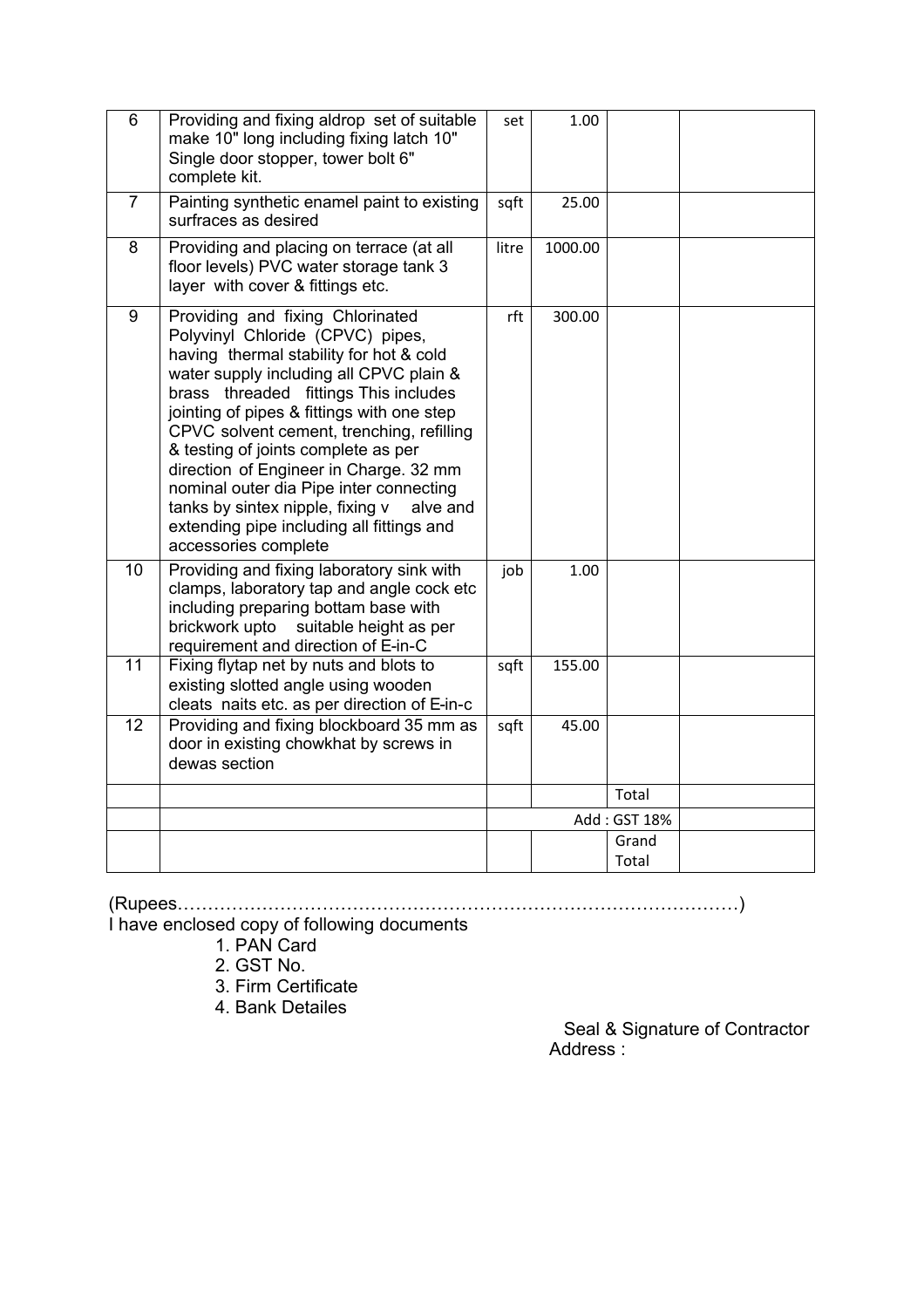| 6 | Providing and fixing aldrop set of suitable make 10" long including fixing latch 10" Single door stopper, tower bolt 6" complete kit. | set | 1.00 | | |
|---|---|---|---|---|---|
| 7 | Painting synthetic enamel paint to existing surfraces as desired | sqft | 25.00 | | |
| 8 | Providing and placing on terrace (at all floor levels) PVC water storage tank 3 layer with cover & fittings etc. | litre | 1000.00 | | |
| 9 | Providing and fixing Chlorinated Polyvinyl Chloride (CPVC) pipes, having thermal stability for hot & cold water supply including all CPVC plain & brass threaded fittings This includes jointing of pipes & fittings with one step CPVC solvent cement, trenching, refilling & testing of joints complete as per direction of Engineer in Charge. 32 mm nominal outer dia Pipe inter connecting tanks by sintex nipple, fixing v alve and extending pipe including all fittings and accessories complete | rft | 300.00 | | |
| 10 | Providing and fixing laboratory sink with clamps, laboratory tap and angle cock etc including preparing bottam base with brickwork upto suitable height as per requirement and direction of E-in-C | job | 1.00 | | |
| 11 | Fixing flytap net by nuts and blots to existing slotted angle using wooden cleats naits etc. as per direction of E-in-c | sqft | 155.00 | | |
| 12 | Providing and fixing blockboard 35 mm as door in existing chowkhat by screws in dewas section | sqft | 45.00 | | |
| | | | | Total | |
| | | Add : GST 18% | | | |
| | | | | Grand Total | |

(Rupees………………………………………………………………………………)

I have enclosed copy of following documents

1. PAN Card
2. GST No.
3. Firm Certificate
4. Bank Detailes

Seal & Signature of Contractor

Address :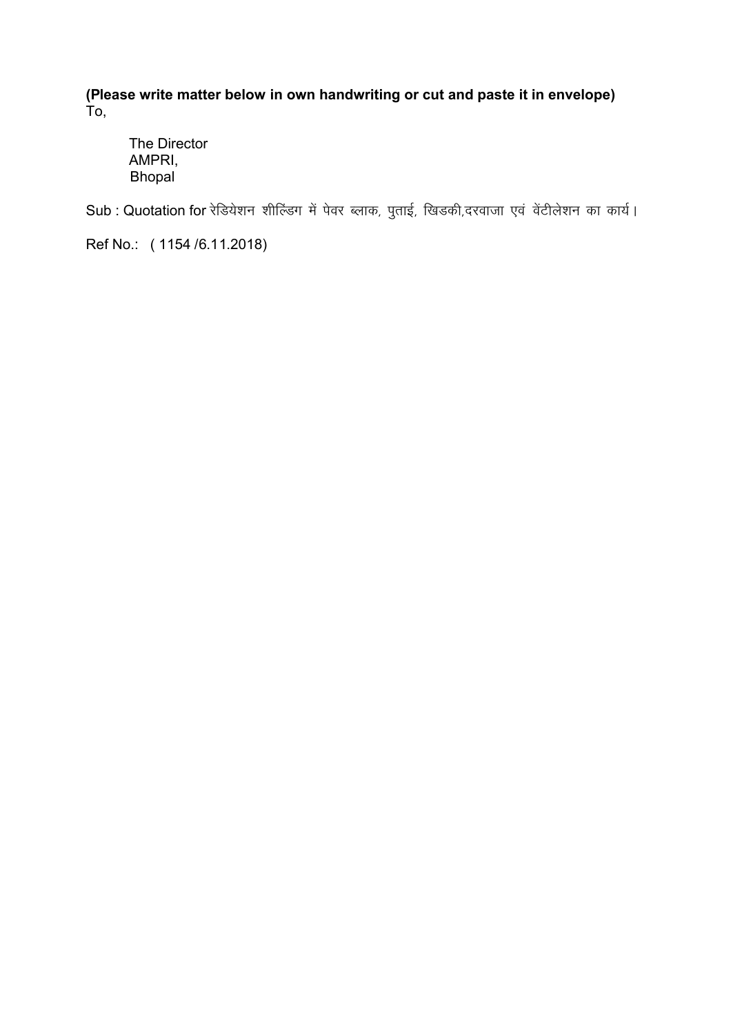**(Please write matter below in own handwriting or cut and paste it in envelope)**
To,

The Director
AMPRI,
Bhopal

Sub : Quotation for रेडियेशन शील्डिंग में पेवर ब्लाक, पुताई, खिडकी,दरवाजा एवं वेंटीलेशन का कार्य।

Ref No.: ( 1154 /6.11.2018)